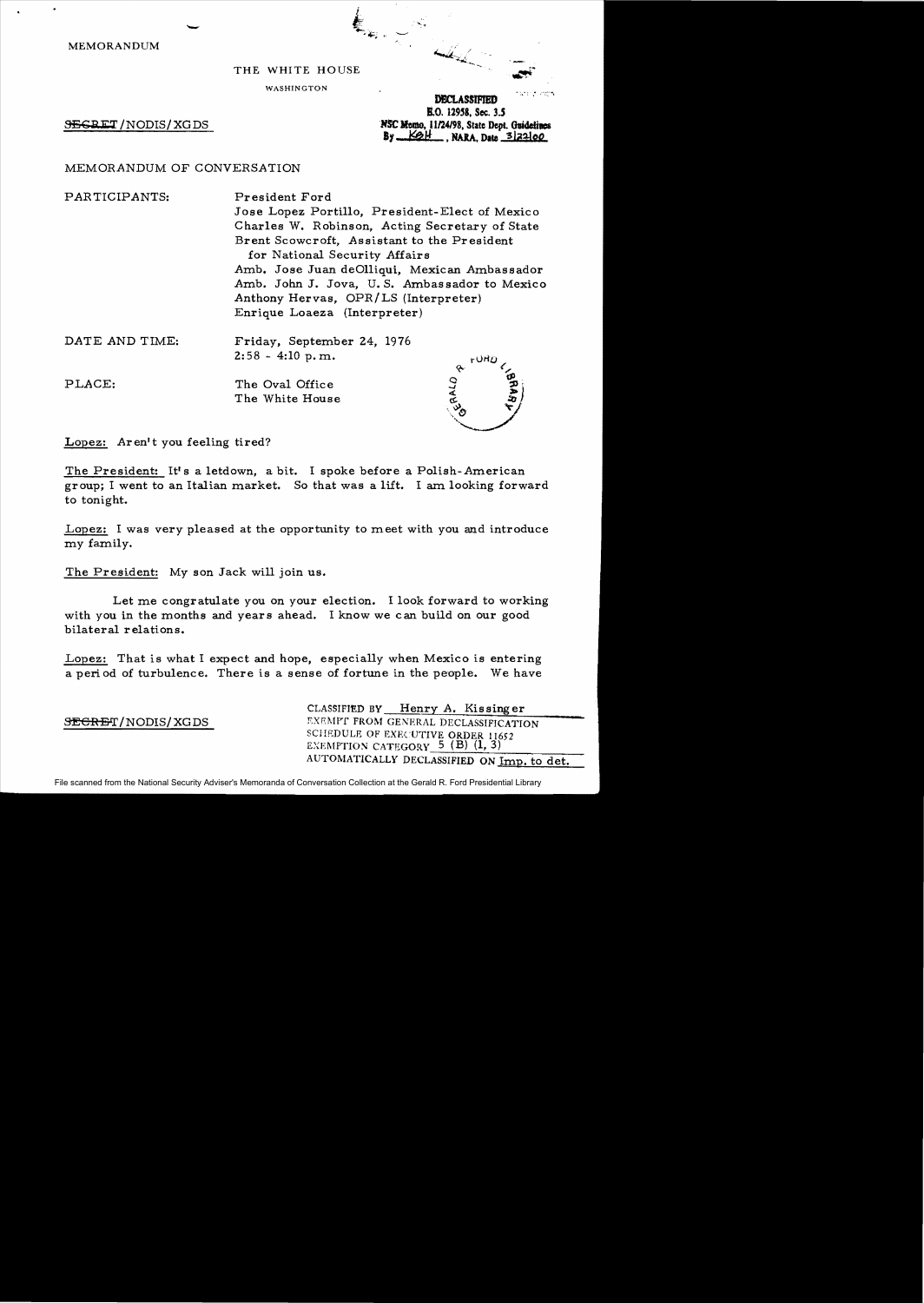MEMORANDUM

THE WHITE HOUSE

WASHINGTON

~~SECRET~~/NODIS/XGDS

DECLASSIFIED
E.O. 12958, Sec. 3.5
NSC Memo, 11/24/98, State Dept. Guidelines
By KBH, NARA, Date 3/22/00

MEMORANDUM OF CONVERSATION

PARTICIPANTS: President Ford
Jose Lopez Portillo, President-Elect of Mexico
Charles W. Robinson, Acting Secretary of State
Brent Scowcroft, Assistant to the President for National Security Affairs
Amb. Jose Juan deOlliqui, Mexican Ambassador
Amb. John J. Jova, U.S. Ambassador to Mexico
Anthony Hervas, OPR/LS (Interpreter)
Enrique Loaeza (Interpreter)

DATE AND TIME: Friday, September 24, 1976
2:58 - 4:10 p.m.

PLACE: The Oval Office
The White House

Lopez: Aren't you feeling tired?

The President: It's a letdown, a bit. I spoke before a Polish-American group; I went to an Italian market. So that was a lift. I am looking forward to tonight.

Lopez: I was very pleased at the opportunity to meet with you and introduce my family.

The President: My son Jack will join us.

Let me congratulate you on your election. I look forward to working with you in the months and years ahead. I know we can build on our good bilateral relations.

Lopez: That is what I expect and hope, especially when Mexico is entering a period of turbulence. There is a sense of fortune in the people. We have

~~SECRET~~/NODIS/XGDS

CLASSIFIED BY Henry A. Kissinger
EXEMPT FROM GENERAL DECLASSIFICATION
SCHEDULE OF EXECUTIVE ORDER 11652
EXEMPTION CATEGORY 5 (B) (1, 3)
AUTOMATICALLY DECLASSIFIED ON Imp. to det.

File scanned from the National Security Adviser's Memoranda of Conversation Collection at the Gerald R. Ford Presidential Library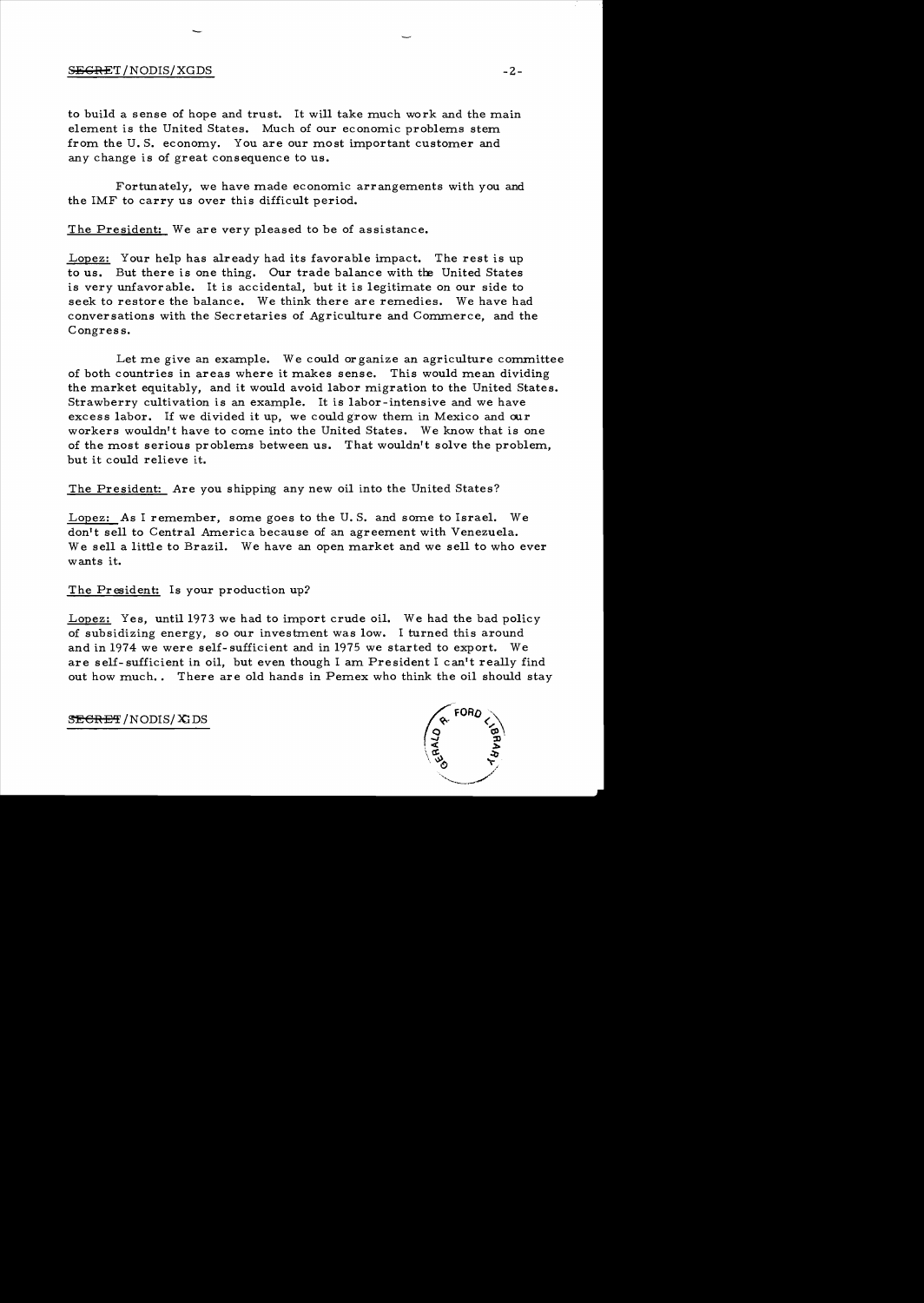to build a sense of hope and trust. It will take much work and the main element is the United States. Much of our economic problems stem from the U. S. economy. You are our most important customer and any change is of great consequence to us.

Fortunately, we have made economic arrangements with you and the IMF to carry us over this difficult period.

The President: We are very pleased to be of assistance.

Lopez: Your help has already had its favorable impact. The rest is up to us. But there is one thing. Our trade balance with the United States is very unfavorable. It is accidental, but it is legitimate on our side to seek to restore the balance. We think there are remedies. We have had conversations with the Secretaries of Agriculture and Commerce, and the Congress.

Let me give an example. We could organize an agriculture committee of both countries in areas where it makes sense. This would mean dividing the market equitably, and it would avoid labor migration to the United States. Strawberry cultivation is an example. It is labor-intensive and we have excess labor. If we divided it up, we could grow them in Mexico and our workers wouldn't have to come into the United States. We know that is one of the most serious problems between us. That wouldn't solve the problem, but it could relieve it.

The President: Are you shipping any new oil into the United States?

Lopez: As I remember, some goes to the U. S. and some to Israel. We don't sell to Central America because of an agreement with Venezuela. We sell a little to Brazil. We have an open market and we sell to who ever wants it.

The President: Is your production up?

Lopez: Yes, until 1973 we had to import crude oil. We had the bad policy of subsidizing energy, so our investment was low. I turned this around and in 1974 we were self-sufficient and in 1975 we started to export. We are self-sufficient in oil, but even though I am President I can't really find out how much. There are old hands in Pemex who think the oil should stay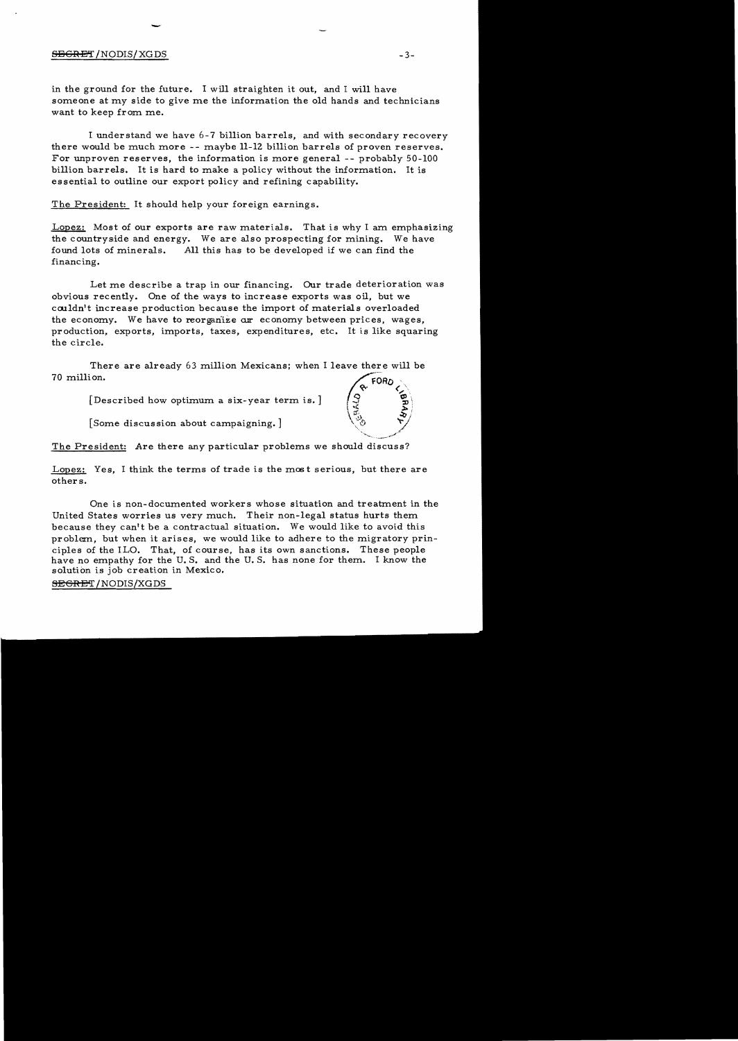in the ground for the future. I will straighten it out, and I will have someone at my side to give me the information the old hands and technicians want to keep from me.

I understand we have 6-7 billion barrels, and with secondary recovery there would be much more -- maybe 11-12 billion barrels of proven reserves. For unproven reserves, the information is more general -- probably 50-100 billion barrels. It is hard to make a policy without the information. It is essential to outline our export policy and refining capability.

The President: It should help your foreign earnings.

Lopez: Most of our exports are raw materials. That is why I am emphasizing the countryside and energy. We are also prospecting for mining. We have found lots of minerals. All this has to be developed if we can find the financing.

Let me describe a trap in our financing. Our trade deterioration was obvious recently. One of the ways to increase exports was oil, but we couldn't increase production because the import of materials overloaded the economy. We have to reorganize our economy between prices, wages, production, exports, imports, taxes, expenditures, etc. It is like squaring the circle.

There are already 63 million Mexicans; when I leave there will be 70 million.

[Described how optimum a six-year term is.]

[Some discussion about campaigning.]

The President: Are there any particular problems we should discuss?

Lopez: Yes, I think the terms of trade is the most serious, but there are others.

One is non-documented workers whose situation and treatment in the United States worries us very much. Their non-legal status hurts them because they can't be a contractual situation. We would like to avoid this problem, but when it arises, we would like to adhere to the migratory principles of the ILO. That, of course, has its own sanctions. These people have no empathy for the U. S. and the U. S. has none for them. I know the solution is job creation in Mexico.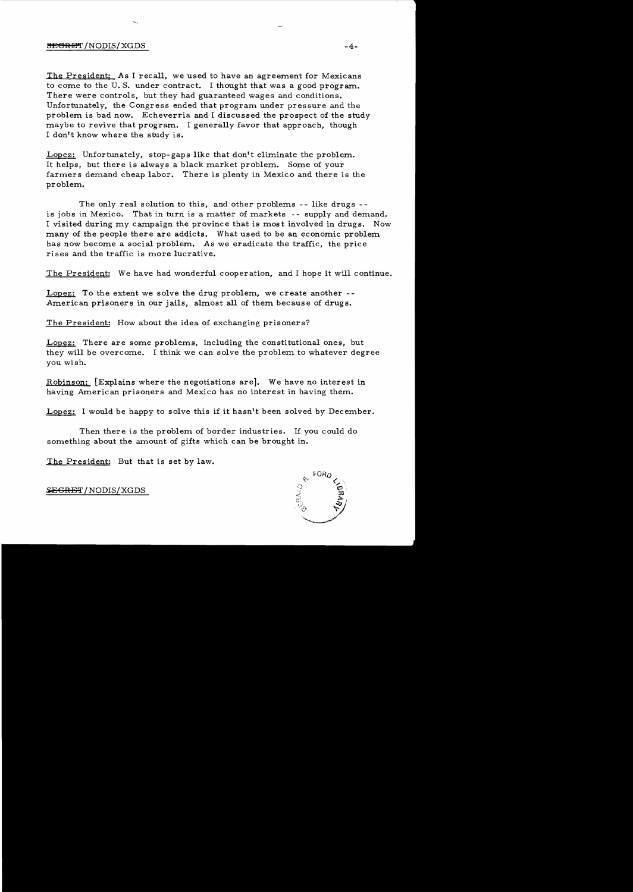The President: As I recall, we used to have an agreement for Mexicans to come to the U.S. under contract. I thought that was a good program. There were controls, but they had guaranteed wages and conditions. Unfortunately, the Congress ended that program under pressure and the problem is bad now. Echeverria and I discussed the prospect of the study maybe to revive that program. I generally favor that approach, though I don't know where the study is.

Lopez: Unfortunately, stop-gaps like that don't eliminate the problem. It helps, but there is always a black market problem. Some of your farmers demand cheap labor. There is plenty in Mexico and there is the problem.

The only real solution to this, and other problems -- like drugs -- is jobs in Mexico. That in turn is a matter of markets -- supply and demand. I visited during my campaign the province that is most involved in drugs. Now many of the people there are addicts. What used to be an economic problem has now become a social problem. As we eradicate the traffic, the price rises and the traffic is more lucrative.

The President: We have had wonderful cooperation, and I hope it will continue.

Lopez: To the extent we solve the drug problem, we create another -- American prisoners in our jails, almost all of them because of drugs.

The President: How about the idea of exchanging prisoners?

Lopez: There are some problems, including the constitutional ones, but they will be overcome. I think we can solve the problem to whatever degree you wish.

Robinson: [Explains where the negotiations are]. We have no interest in having American prisoners and Mexico has no interest in having them.

Lopez: I would be happy to solve this if it hasn't been solved by December.

Then there is the problem of border industries. If you could do something about the amount of gifts which can be brought in.

The President: But that is set by law.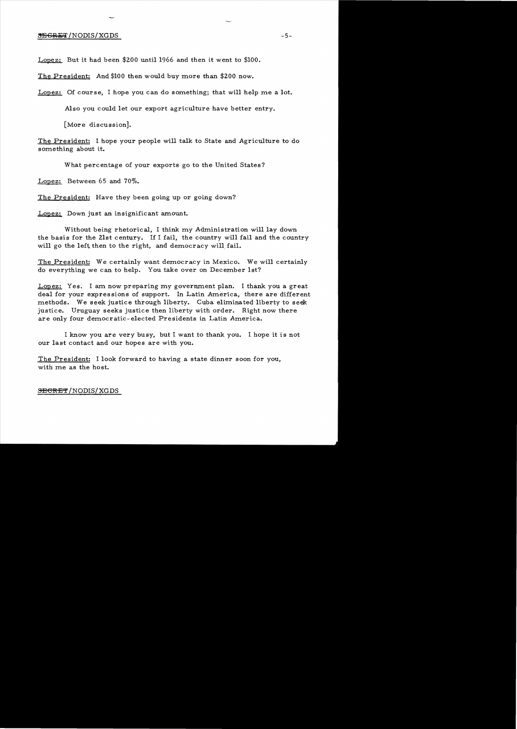Lopez: But it had been $200 until 1966 and then it went to $100.

The President: And $100 then would buy more than $200 now.

Lopez: Of course, I hope you can do something; that will help me a lot.

Also you could let our export agriculture have better entry.

[More discussion].

The President: I hope your people will talk to State and Agriculture to do something about it.

What percentage of your exports go to the United States?

Lopez: Between 65 and 70%.

The President: Have they been going up or going down?

Lopez: Down just an insignificant amount.

Without being rhetorical, I think my Administration will lay down the basis for the 21st century. If I fail, the country will fail and the country will go the left, then to the right, and democracy will fail.

The President: We certainly want democracy in Mexico. We will certainly do everything we can to help. You take over on December 1st?

Lopez: Yes. I am now preparing my government plan. I thank you a great deal for your expressions of support. In Latin America, there are different methods. We seek justice through liberty. Cuba eliminated liberty to seek justice. Uruguay seeks justice then liberty with order. Right now there are only four democratic-elected Presidents in Latin America.

I know you are very busy, but I want to thank you. I hope it is not our last contact and our hopes are with you.

The President: I look forward to having a state dinner soon for you, with me as the host.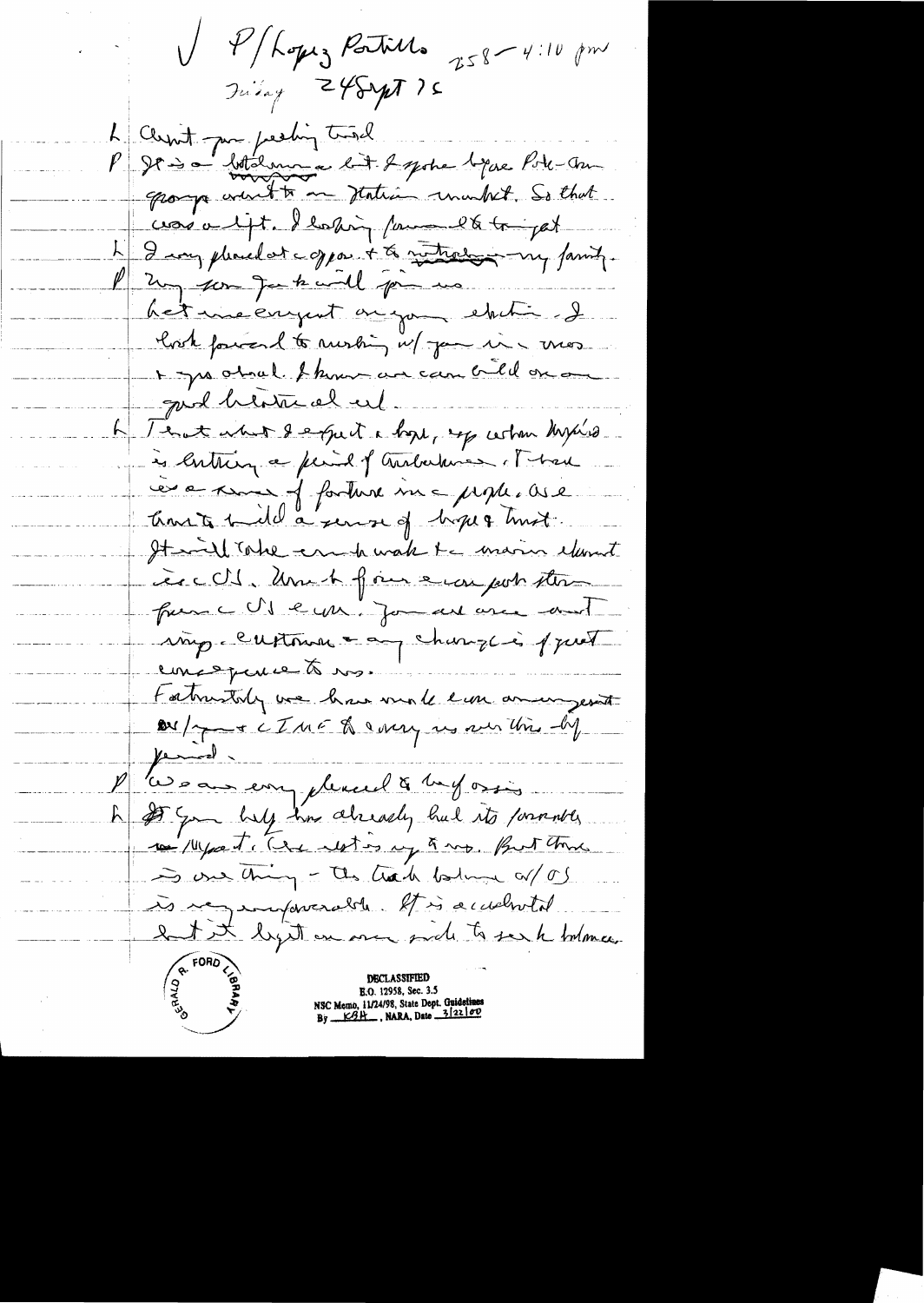√ P/Lopez Portillo 258 – 4:10 pm
Friday 24 Sept 76

L Crept – you feeling tired

P It is a bit demanding but I spoke before Pole-Am group and to our Italian market. So that was a lift. I looking forward to get

L I very pleased at opportunity to introduce my family.

P Very soon you will join us.

Let me congratulate on your election. I look forward to working w/ you in a most ? you stated. I know we can build on our good historical rel.

L That what I expect & hope, esp when Mexico is entering a period of turbulence. There is a sense of fortune in our people. We have to build a sense of hope & trust. It will take much work & the major element is CDS. More of our economic problems flow from US econ. Your acts and any customs or any change is of great consequence to us.

Fortunately we have made econ arrangement w/ you & IMF to carry us over this difficult period.

P We are very pleased to help as is

L The Gov help has already had its favorable impact. I'll come back on my own. But there is one thing – the trade balance w/ US is very unfavorable. It is accumulated but it light on our side to seek balance.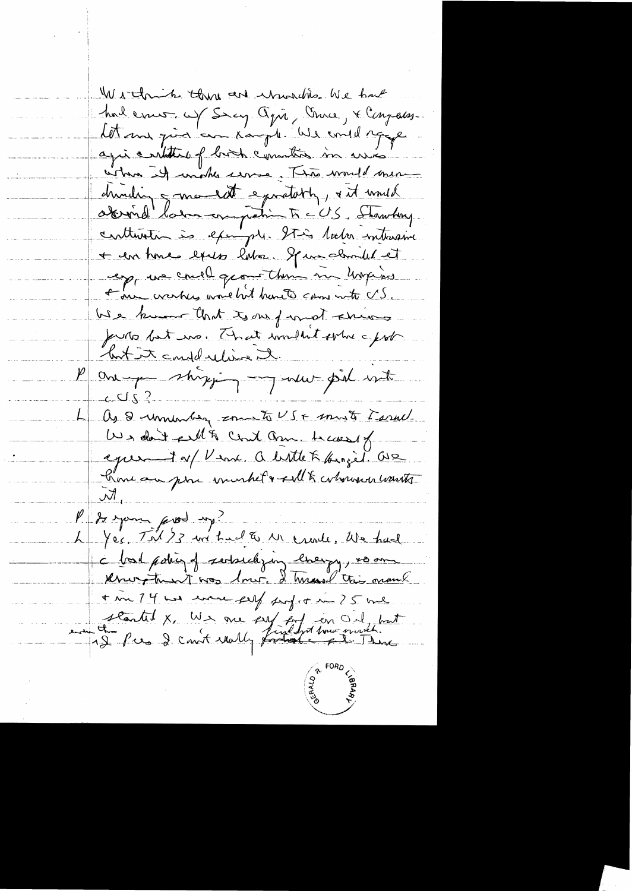We think there are [illegible]. We have had [illegible] w/ Saudi Arabia, Greece, & [illegible]. Let me give an example. We could engage again a [illegible] of both countries in ways where it makes sense. This would mean drinking [illegible] market equitably, & it would avoid [illegible] competition to the US. [illegible] construction is example. It is labor intensive & [illegible] labor. If we could [illegible] it, we could [illegible] them in Hopkins & our workers wouldn't have to come into US. We know that to one of most [illegible] [illegible] but [illegible]. That wouldn't solve the problem but it could relieve it.

P Are you shipping any new oil into the US?

L As I remember, some to US & much to Israel. We don't sell to Central Am. because of agreement w/ Venez. A little to Brazil. We have an open market & sell to whoever wants it.

P Is your prod up?

L Yes. Till 73 we had to [illegible] crude. We had a bad policy of subsidizing energy, so our [illegible] was low. I turned this around & in 74 we were self suff. & in 75 we started [illegible]. We are self suff in oil, but [illegible] [illegible] Pres I can't really [illegible] [illegible] [illegible]. There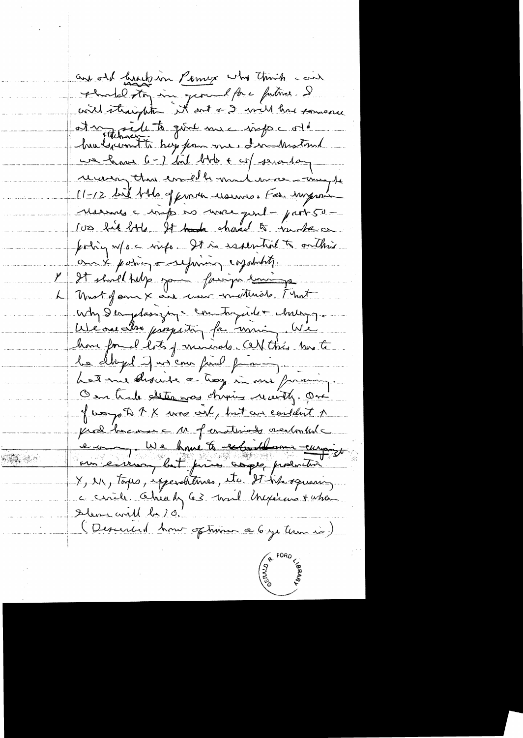are old hands in Pemex who think cur[rent] production too increased for a future. I will straighten it out & I will have someone at my side to give me info & old hardliners want to keep from me. I understand we have 6-7 bil bbls & w/ secondary recovery this could be much more — maybe 11-12 bil bbls of proven reserves. For unproven reserves & info is more good — put 50-100 bil bbls. It took hard to make a policy w/o & info. It is essential to outline our x policy & refining capability.

It should help your foreign earnings.

Most of our x are raw materials. That why I emphasizing & country side & industry. We are also prospecting for mining. We have found lots of minerals. All this has to be developed if we can find financing.

Let me describe a Tax in our financing. Our trade deficit was shrinking recently. One of ways to ↑ X was oil, but we couldn't ↑ prod because & ↑ of industrial needs & economy. We have to ~~stimulate~~ ~~everything~~ ~~but~~ our economy, but prices coupled production X, M, Taxes, expenditures, etc. It like squaring a circle. Already 63 mil Mexicans & when 80 there will be 10.

(Described how optimism a 6 yr term is)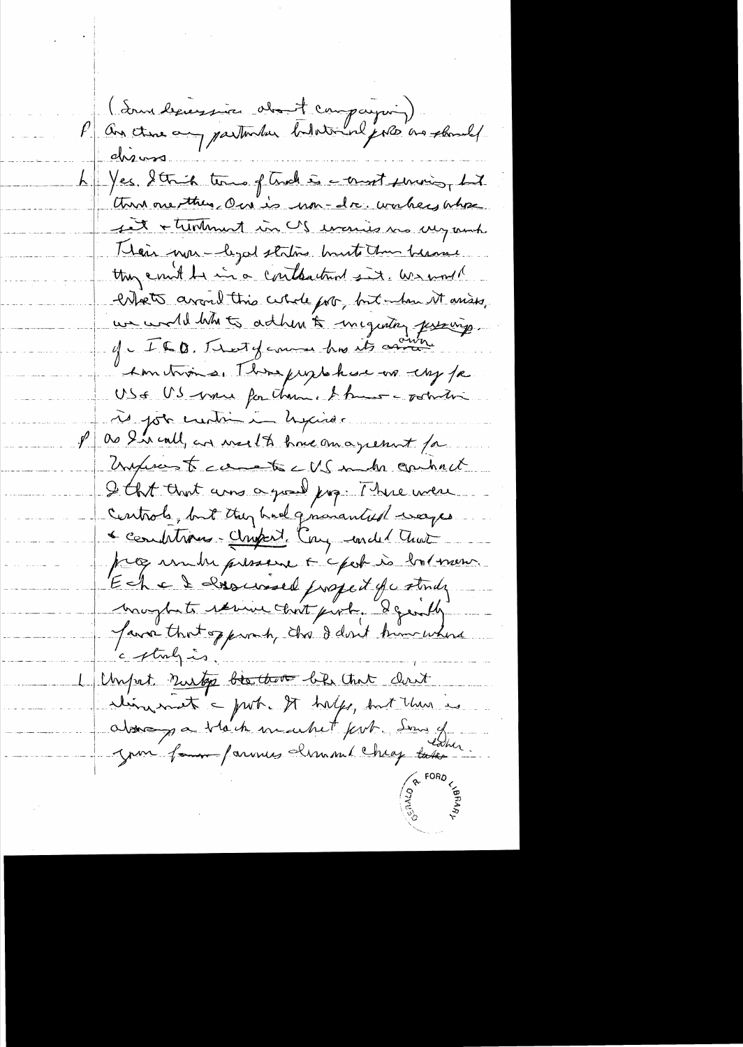(Some discussion about campaigning)

P Are there any particular bilateral problems we should discuss.

L Yes. I think terms of trade is a most serious, but there are others. Ours is non-doc. workers whose sit + treatment in US worries us very much. Their non-legal status means they become they can't be in a contractual sit. We would like to avoid this whole prob, but when it arises, we would like to adhere to migratory principles of the ILO. That of course has its own limitations. These people have no way for USs US some for them. I know a solution is not certain in legis.

P As I recall, we used to have an agreement for Mexicans to come to US under contract. I thought that was a good prog. There were controls, but they had guaranteed wages & conditions - Unfort. Cong ended that prog under pressure & it's a problem now. Ech & I discussed prospect of a study brought to revive that prob. I generally favor that approach, tho I don't know where a study is.

L Unfort. Such bodies like that don't eliminate a prob. It helps, but there is always a black market prob. Some of your farmers demand cheap labor.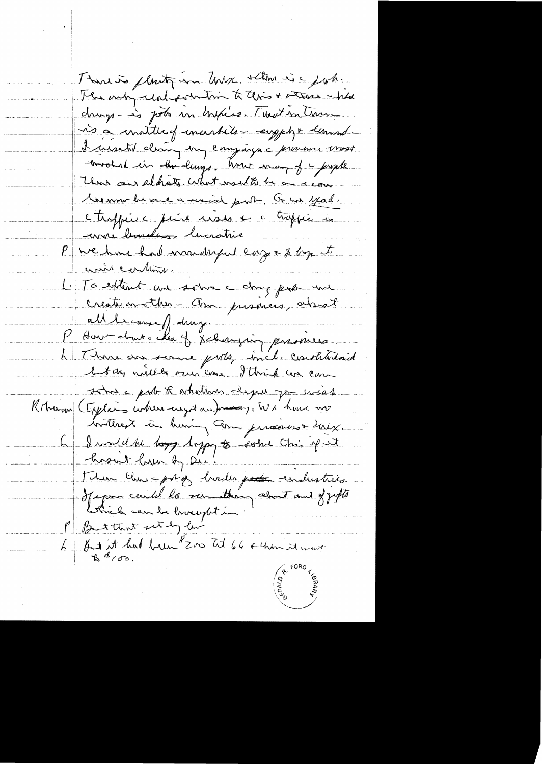There is plenty in Mex. + there is c prob.

The only real solution to this + others - like drugs - is jobs in Mexico. That in turn is a matter of markets - supply + demand.

I visited during my campaign c province most involved in the drugs. Now many of c people there are addicts. What used to be an econ problem became a social prob. Gov. was upset. c traffic c price rises + c traffic is more lucrative.

P We have had wonderful coop + I hope it will continue.

L To extent we solve c drug prob we create another - Am. prisoners, almost all because of drugs.

P How about c idea of exchanging prisoners.

L There are some probs, incl. constitutional but they will be overcome. I think we can solve c prob to whatever degree you wish.

Robinson (Explains where we got and money). We have no interest in having Am. prisoners + [?].

L I would be happy to solve this if it hasn't been by Dec.

Then there c prob of border industries. If you could do something about amount of goods which can be brought in.

P But that set by law

L But it had been $200 til 66 + then it went to $100.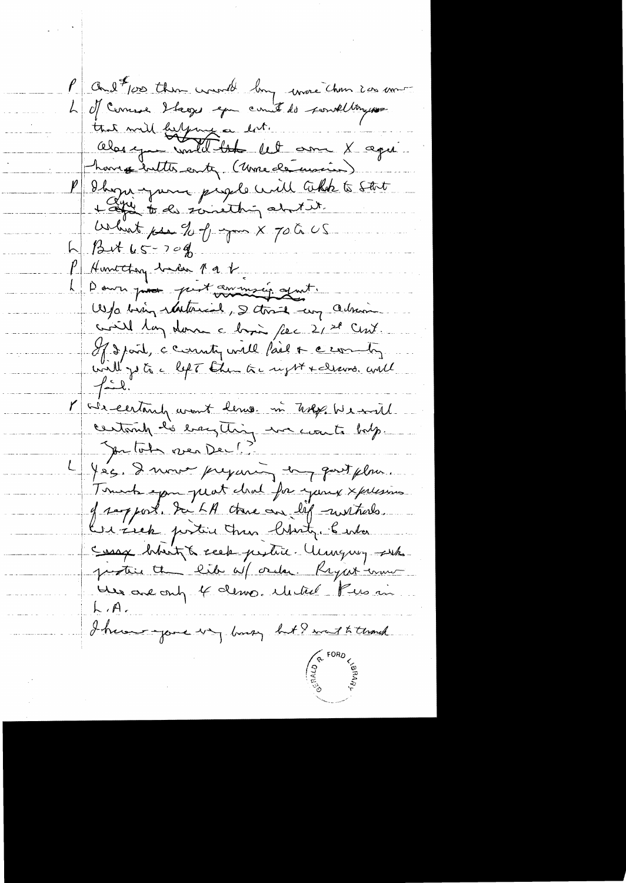P And $100 then would buy more than 200 ...
L Of course I hope you can't do something that will help ... a lot.
Also you would ... let ... X agree ... having better entry. (... ...)
P I hope your people will talk to start & agree to do something about it.
What per % of your X 70 to US
L But 65-70%
P Humphrey ... P a t.
L Down ... point ... ... govt.
W/o being ... , I think any admin will lay down ... ... 21st Cent.
If I fail, ... country will fail & ... country will go to ... left then ... right & ... will fail.
P We certainly want ... in ... We will certainly do everything we can to help.
You took over Dec.?
L Yes. I now preparing my govt plan.
Thank you great deal for your expression of support. In LA there are left ... We seek justice then liberty. ... seek ... justice ... with order. ... only ... democ. ... in L.A.
I know you're very busy but I want to thank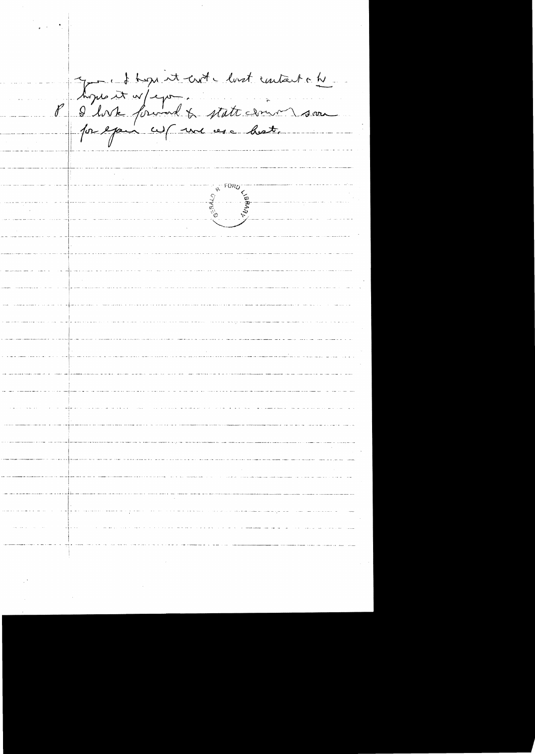you. I hope it won't last contact & to
hope it w/ you.

P I look forward to state dinner soon
for Japan w/ my very best.

GERALD R. FORD LIBRARY